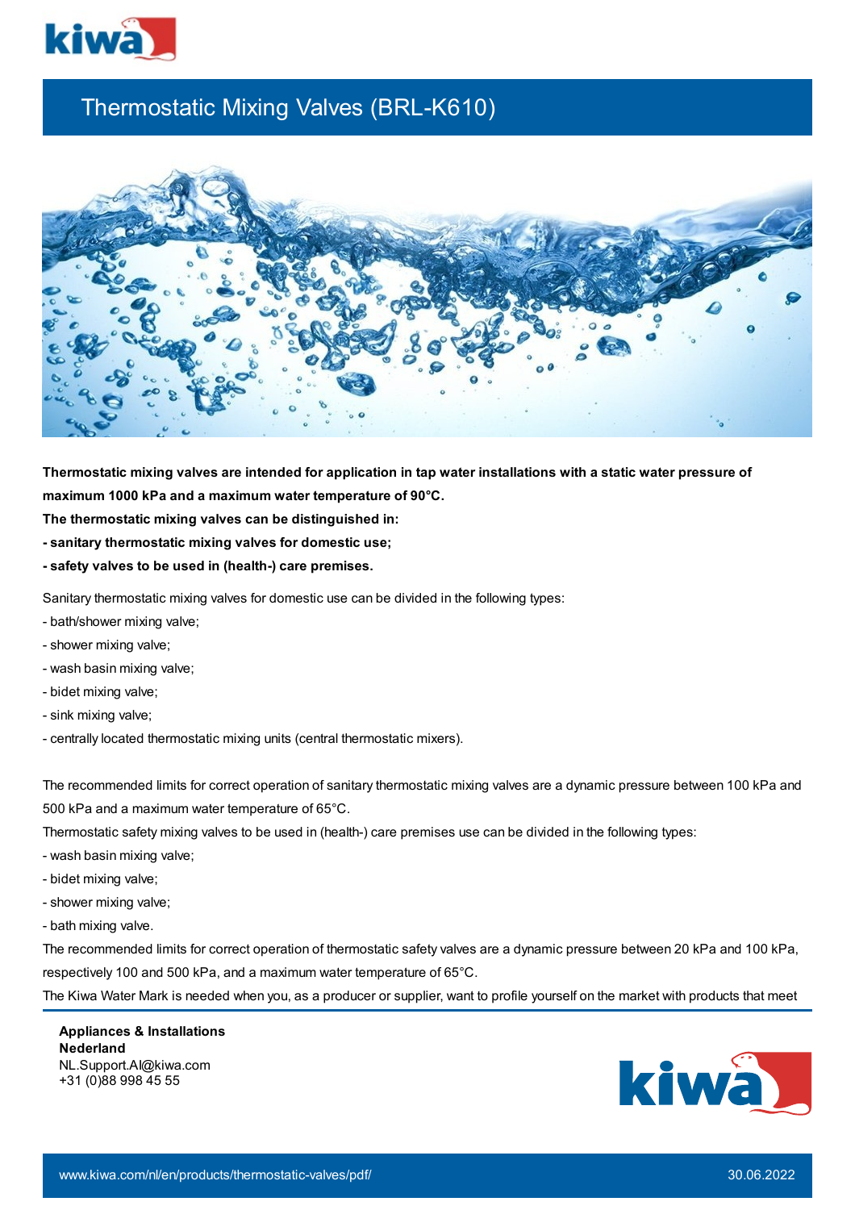# Thermostatic Mixing Valves (BRL-K610)

**Thermostatic mixing valves are intended for application in tap water installations with a static water pressure of maximum 1000 kPa and a maximum water temperature of 90°C.**

**The thermostatic mixing valves can be distinguished in:**

**- sanitary thermostatic mixing valves for domestic use;**

**- safety valves to be used in (health-) care premises.**

Sanitary thermostatic mixing valves for domestic use can be divided in the following types:

- bath/shower mixing valve;
- shower mixing valve;
- wash basin mixing valve;
- bidet mixing valve;
- sink mixing valve;
- centrally located thermostatic mixing units (central thermostatic mixers).

The recommended limits for correct operation of sanitary thermostatic mixing valves are a dynamic pressure between 100 kPa and 500 kPa and a maximum water temperature of 65°C.

Thermostatic safety mixing valves to be used in (health-) care premises use can be divided in the following types:

- wash basin mixing valve;
- bidet mixing valve;
- shower mixing valve;
- bath mixing valve.

The recommended limits for correct operation of thermostatic safety valves are a dynamic pressure between 20 kPa and 100 kPa, respectively 100 and 500 kPa, and a maximum water temperature of 65°C.

The Kiwa Water Mark is needed when you, as a producer or supplier, want to profile yourself on the market with products that meet

**Appliances & Installations**
**Nederland**
NL.Support.AI@kiwa.com
+31 (0)88 998 45 55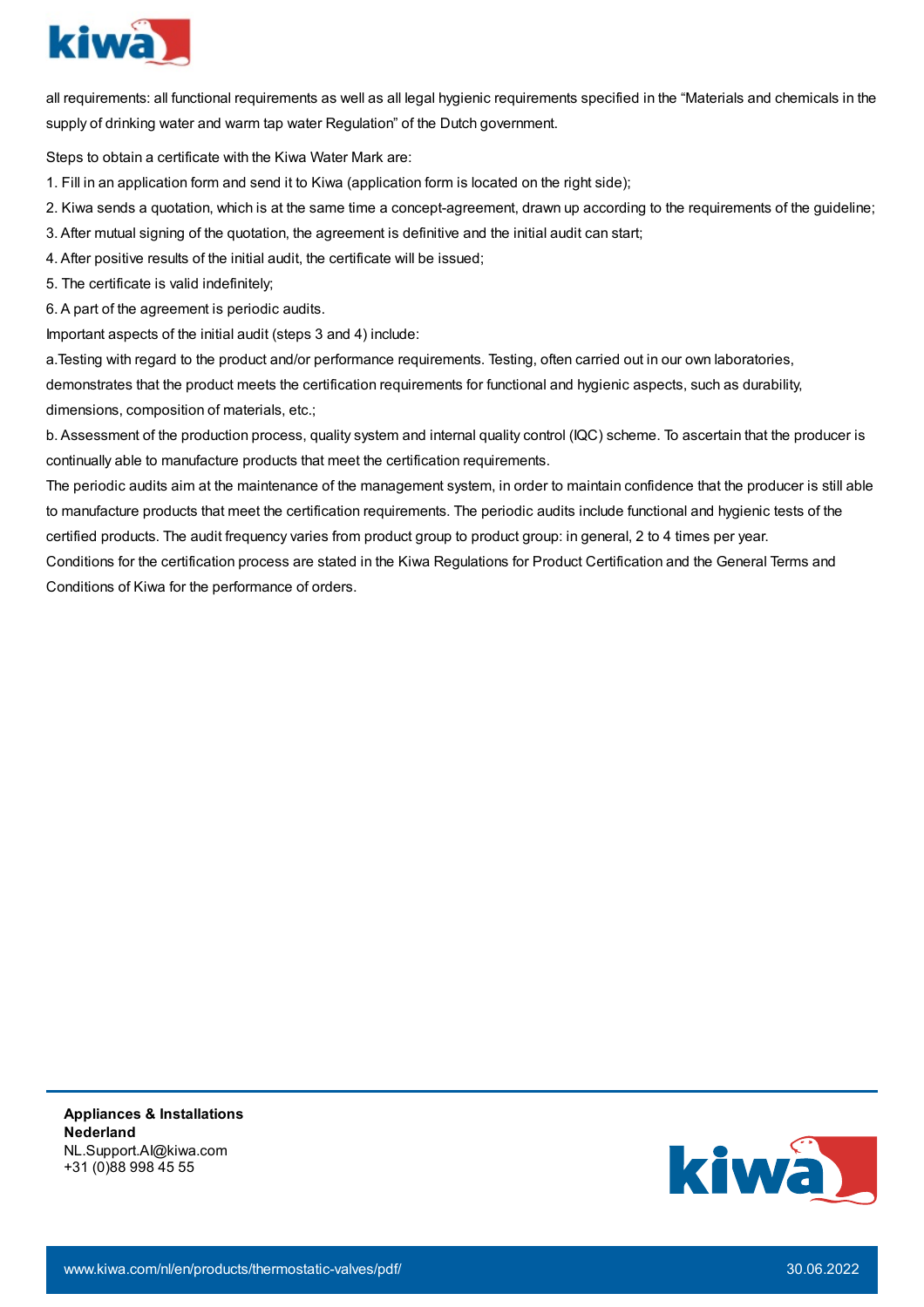all requirements: all functional requirements as well as all legal hygienic requirements specified in the “Materials and chemicals in the supply of drinking water and warm tap water Regulation” of the Dutch government.

Steps to obtain a certificate with the Kiwa Water Mark are:

1. Fill in an application form and send it to Kiwa (application form is located on the right side);
2. Kiwa sends a quotation, which is at the same time a concept-agreement, drawn up according to the requirements of the guideline;
3. After mutual signing of the quotation, the agreement is definitive and the initial audit can start;
4. After positive results of the initial audit, the certificate will be issued;
5. The certificate is valid indefinitely;
6. A part of the agreement is periodic audits.

Important aspects of the initial audit (steps 3 and 4) include:

a. Testing with regard to the product and/or performance requirements. Testing, often carried out in our own laboratories, demonstrates that the product meets the certification requirements for functional and hygienic aspects, such as durability, dimensions, composition of materials, etc.;

b. Assessment of the production process, quality system and internal quality control (IQC) scheme. To ascertain that the producer is continually able to manufacture products that meet the certification requirements.

The periodic audits aim at the maintenance of the management system, in order to maintain confidence that the producer is still able to manufacture products that meet the certification requirements. The periodic audits include functional and hygienic tests of the certified products. The audit frequency varies from product group to product group: in general, 2 to 4 times per year.

Conditions for the certification process are stated in the Kiwa Regulations for Product Certification and the General Terms and Conditions of Kiwa for the performance of orders.

**Appliances & Installations Nederland**
NL.Support.AI@kiwa.com
+31 (0)88 998 45 55

www.kiwa.com/nl/en/products/thermostatic-valves/pdf/ 30.06.2022